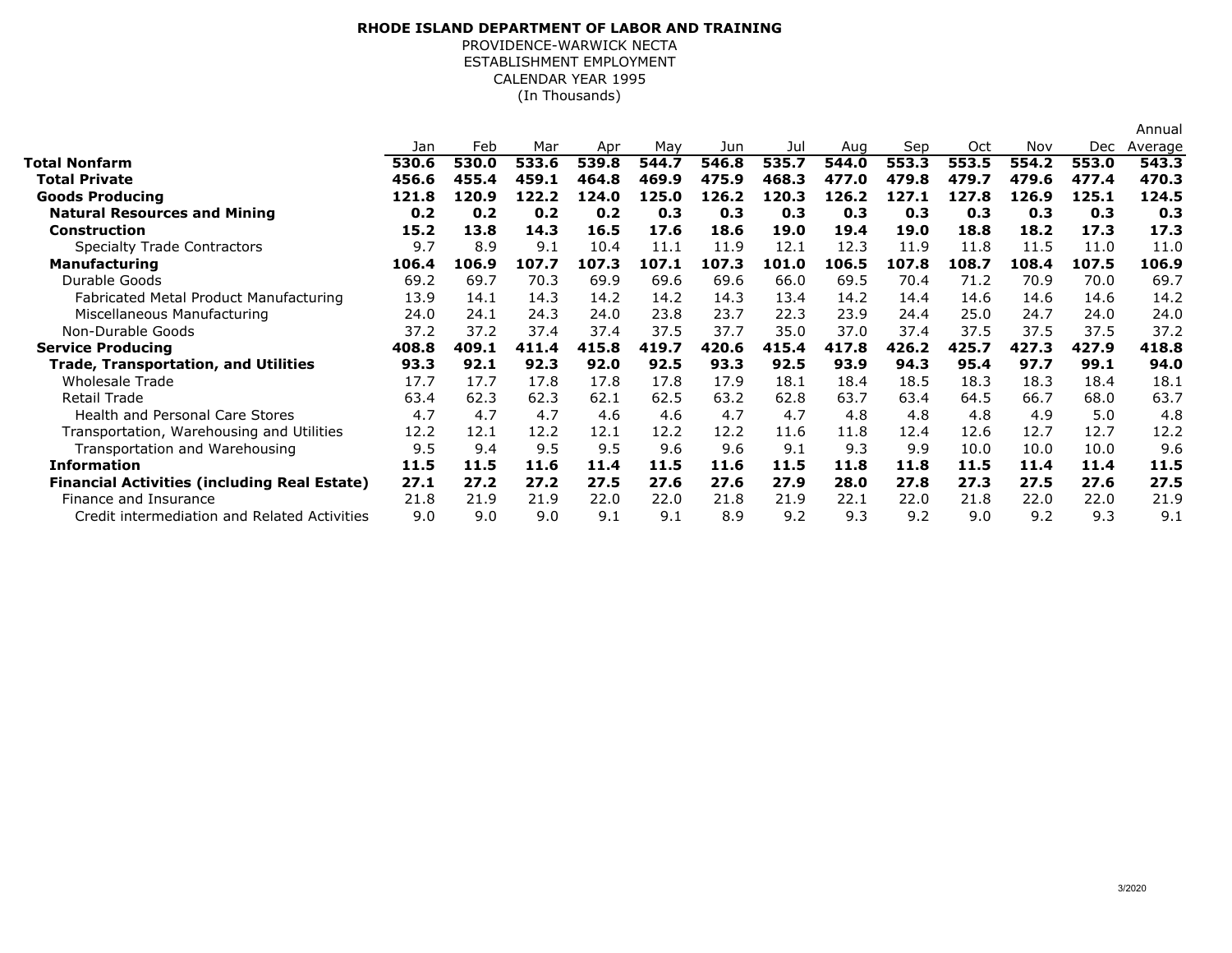**RHODE ISLAND DEPARTMENT OF LABOR AND TRAINING**

PROVIDENCE-WARWICK NECTA

ESTABLISHMENT EMPLOYMENT

CALENDAR YEAR 1995

(In Thousands)

| | Jan | Feb | Mar | Apr | May | Jun | Jul | Aug | Sep | Oct | Nov | Dec | Annual Average |
|---|---|---|---|---|---|---|---|---|---|---|---|---|---|
| **Total Nonfarm** | **530.6** | **530.0** | **533.6** | **539.8** | **544.7** | **546.8** | **535.7** | **544.0** | **553.3** | **553.5** | **554.2** | **553.0** | **543.3** |
| **Total Private** | **456.6** | **455.4** | **459.1** | **464.8** | **469.9** | **475.9** | **468.3** | **477.0** | **479.8** | **479.7** | **479.6** | **477.4** | **470.3** |
| **Goods Producing** | **121.8** | **120.9** | **122.2** | **124.0** | **125.0** | **126.2** | **120.3** | **126.2** | **127.1** | **127.8** | **126.9** | **125.1** | **124.5** |
| **Natural Resources and Mining** | **0.2** | **0.2** | **0.2** | **0.2** | **0.3** | **0.3** | **0.3** | **0.3** | **0.3** | **0.3** | **0.3** | **0.3** | **0.3** |
| **Construction** | **15.2** | **13.8** | **14.3** | **16.5** | **17.6** | **18.6** | **19.0** | **19.4** | **19.0** | **18.8** | **18.2** | **17.3** | **17.3** |
| Specialty Trade Contractors | 9.7 | 8.9 | 9.1 | 10.4 | 11.1 | 11.9 | 12.1 | 12.3 | 11.9 | 11.8 | 11.5 | 11.0 | 11.0 |
| **Manufacturing** | **106.4** | **106.9** | **107.7** | **107.3** | **107.1** | **107.3** | **101.0** | **106.5** | **107.8** | **108.7** | **108.4** | **107.5** | **106.9** |
| Durable Goods | 69.2 | 69.7 | 70.3 | 69.9 | 69.6 | 69.6 | 66.0 | 69.5 | 70.4 | 71.2 | 70.9 | 70.0 | 69.7 |
| Fabricated Metal Product Manufacturing | 13.9 | 14.1 | 14.3 | 14.2 | 14.2 | 14.3 | 13.4 | 14.2 | 14.4 | 14.6 | 14.6 | 14.6 | 14.2 |
| Miscellaneous Manufacturing | 24.0 | 24.1 | 24.3 | 24.0 | 23.8 | 23.7 | 22.3 | 23.9 | 24.4 | 25.0 | 24.7 | 24.0 | 24.0 |
| Non-Durable Goods | 37.2 | 37.2 | 37.4 | 37.4 | 37.5 | 37.7 | 35.0 | 37.0 | 37.4 | 37.5 | 37.5 | 37.5 | 37.2 |
| **Service Producing** | **408.8** | **409.1** | **411.4** | **415.8** | **419.7** | **420.6** | **415.4** | **417.8** | **426.2** | **425.7** | **427.3** | **427.9** | **418.8** |
| **Trade, Transportation, and Utilities** | **93.3** | **92.1** | **92.3** | **92.0** | **92.5** | **93.3** | **92.5** | **93.9** | **94.3** | **95.4** | **97.7** | **99.1** | **94.0** |
| Wholesale Trade | 17.7 | 17.7 | 17.8 | 17.8 | 17.8 | 17.9 | 18.1 | 18.4 | 18.5 | 18.3 | 18.3 | 18.4 | 18.1 |
| Retail Trade | 63.4 | 62.3 | 62.3 | 62.1 | 62.5 | 63.2 | 62.8 | 63.7 | 63.4 | 64.5 | 66.7 | 68.0 | 63.7 |
| Health and Personal Care Stores | 4.7 | 4.7 | 4.7 | 4.6 | 4.6 | 4.7 | 4.7 | 4.8 | 4.8 | 4.8 | 4.9 | 5.0 | 4.8 |
| Transportation, Warehousing and Utilities | 12.2 | 12.1 | 12.2 | 12.1 | 12.2 | 12.2 | 11.6 | 11.8 | 12.4 | 12.6 | 12.7 | 12.7 | 12.2 |
| Transportation and Warehousing | 9.5 | 9.4 | 9.5 | 9.5 | 9.6 | 9.6 | 9.1 | 9.3 | 9.9 | 10.0 | 10.0 | 10.0 | 9.6 |
| **Information** | **11.5** | **11.5** | **11.6** | **11.4** | **11.5** | **11.6** | **11.5** | **11.8** | **11.8** | **11.5** | **11.4** | **11.4** | **11.5** |
| **Financial Activities (including Real Estate)** | **27.1** | **27.2** | **27.2** | **27.5** | **27.6** | **27.6** | **27.9** | **28.0** | **27.8** | **27.3** | **27.5** | **27.6** | **27.5** |
| Finance and Insurance | 21.8 | 21.9 | 21.9 | 22.0 | 22.0 | 21.8 | 21.9 | 22.1 | 22.0 | 21.8 | 22.0 | 22.0 | 21.9 |
| Credit intermediation and Related Activities | 9.0 | 9.0 | 9.0 | 9.1 | 9.1 | 8.9 | 9.2 | 9.3 | 9.2 | 9.0 | 9.2 | 9.3 | 9.1 |

3/2020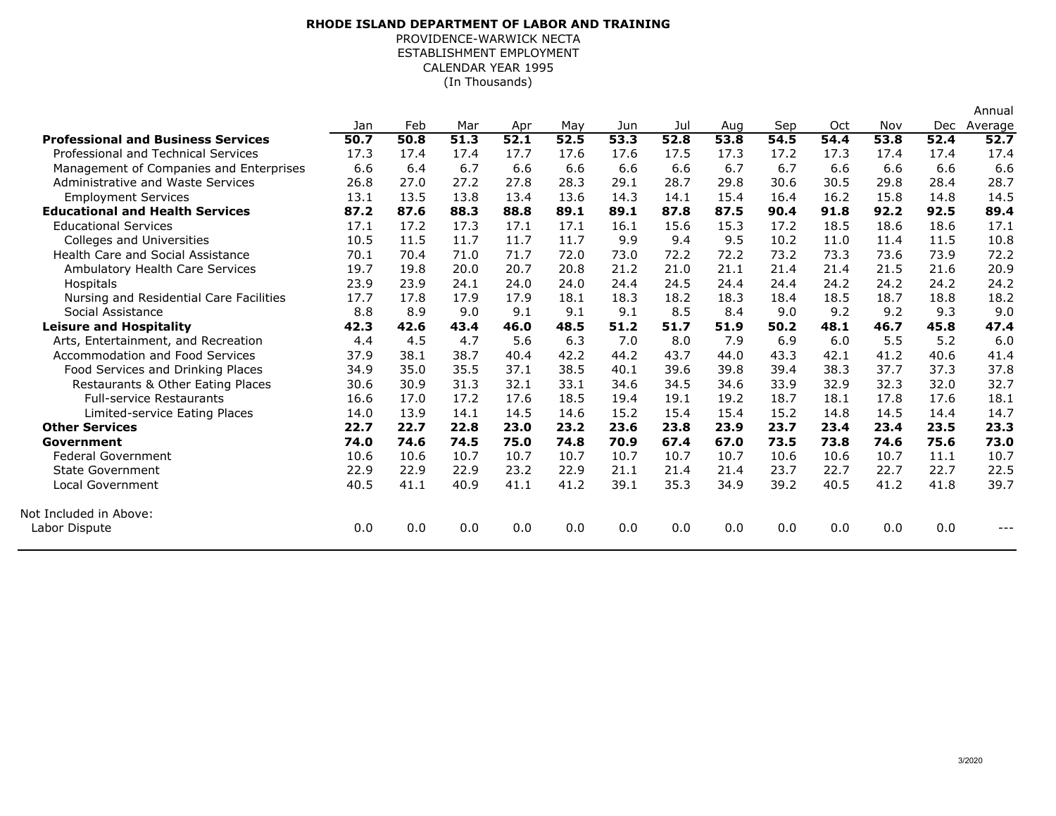**RHODE ISLAND DEPARTMENT OF LABOR AND TRAINING**
PROVIDENCE-WARWICK NECTA
ESTABLISHMENT EMPLOYMENT
CALENDAR YEAR 1995
(In Thousands)

| | Jan | Feb | Mar | Apr | May | Jun | Jul | Aug | Sep | Oct | Nov | Dec | Annual Average |
|---|---|---|---|---|---|---|---|---|---|---|---|---|---|
| **Professional and Business Services** | **50.7** | **50.8** | **51.3** | **52.1** | **52.5** | **53.3** | **52.8** | **53.8** | **54.5** | **54.4** | **53.8** | **52.4** | **52.7** |
| Professional and Technical Services | 17.3 | 17.4 | 17.4 | 17.7 | 17.6 | 17.6 | 17.5 | 17.3 | 17.2 | 17.3 | 17.4 | 17.4 | 17.4 |
| Management of Companies and Enterprises | 6.6 | 6.4 | 6.7 | 6.6 | 6.6 | 6.6 | 6.6 | 6.7 | 6.7 | 6.6 | 6.6 | 6.6 | 6.6 |
| Administrative and Waste Services | 26.8 | 27.0 | 27.2 | 27.8 | 28.3 | 29.1 | 28.7 | 29.8 | 30.6 | 30.5 | 29.8 | 28.4 | 28.7 |
| Employment Services | 13.1 | 13.5 | 13.8 | 13.4 | 13.6 | 14.3 | 14.1 | 15.4 | 16.4 | 16.2 | 15.8 | 14.8 | 14.5 |
| **Educational and Health Services** | **87.2** | **87.6** | **88.3** | **88.8** | **89.1** | **89.1** | **87.8** | **87.5** | **90.4** | **91.8** | **92.2** | **92.5** | **89.4** |
| Educational Services | 17.1 | 17.2 | 17.3 | 17.1 | 17.1 | 16.1 | 15.6 | 15.3 | 17.2 | 18.5 | 18.6 | 18.6 | 17.1 |
| Colleges and Universities | 10.5 | 11.5 | 11.7 | 11.7 | 11.7 | 9.9 | 9.4 | 9.5 | 10.2 | 11.0 | 11.4 | 11.5 | 10.8 |
| Health Care and Social Assistance | 70.1 | 70.4 | 71.0 | 71.7 | 72.0 | 73.0 | 72.2 | 72.2 | 73.2 | 73.3 | 73.6 | 73.9 | 72.2 |
| Ambulatory Health Care Services | 19.7 | 19.8 | 20.0 | 20.7 | 20.8 | 21.2 | 21.0 | 21.1 | 21.4 | 21.4 | 21.5 | 21.6 | 20.9 |
| Hospitals | 23.9 | 23.9 | 24.1 | 24.0 | 24.0 | 24.4 | 24.5 | 24.4 | 24.4 | 24.2 | 24.2 | 24.2 | 24.2 |
| Nursing and Residential Care Facilities | 17.7 | 17.8 | 17.9 | 17.9 | 18.1 | 18.3 | 18.2 | 18.3 | 18.4 | 18.5 | 18.7 | 18.8 | 18.2 |
| Social Assistance | 8.8 | 8.9 | 9.0 | 9.1 | 9.1 | 9.1 | 8.5 | 8.4 | 9.0 | 9.2 | 9.2 | 9.3 | 9.0 |
| **Leisure and Hospitality** | **42.3** | **42.6** | **43.4** | **46.0** | **48.5** | **51.2** | **51.7** | **51.9** | **50.2** | **48.1** | **46.7** | **45.8** | **47.4** |
| Arts, Entertainment, and Recreation | 4.4 | 4.5 | 4.7 | 5.6 | 6.3 | 7.0 | 8.0 | 7.9 | 6.9 | 6.0 | 5.5 | 5.2 | 6.0 |
| Accommodation and Food Services | 37.9 | 38.1 | 38.7 | 40.4 | 42.2 | 44.2 | 43.7 | 44.0 | 43.3 | 42.1 | 41.2 | 40.6 | 41.4 |
| Food Services and Drinking Places | 34.9 | 35.0 | 35.5 | 37.1 | 38.5 | 40.1 | 39.6 | 39.8 | 39.4 | 38.3 | 37.7 | 37.3 | 37.8 |
| Restaurants & Other Eating Places | 30.6 | 30.9 | 31.3 | 32.1 | 33.1 | 34.6 | 34.5 | 34.6 | 33.9 | 32.9 | 32.3 | 32.0 | 32.7 |
| Full-service Restaurants | 16.6 | 17.0 | 17.2 | 17.6 | 18.5 | 19.4 | 19.1 | 19.2 | 18.7 | 18.1 | 17.8 | 17.6 | 18.1 |
| Limited-service Eating Places | 14.0 | 13.9 | 14.1 | 14.5 | 14.6 | 15.2 | 15.4 | 15.4 | 15.2 | 14.8 | 14.5 | 14.4 | 14.7 |
| **Other Services** | **22.7** | **22.7** | **22.8** | **23.0** | **23.2** | **23.6** | **23.8** | **23.9** | **23.7** | **23.4** | **23.4** | **23.5** | **23.3** |
| **Government** | **74.0** | **74.6** | **74.5** | **75.0** | **74.8** | **70.9** | **67.4** | **67.0** | **73.5** | **73.8** | **74.6** | **75.6** | **73.0** |
| Federal Government | 10.6 | 10.6 | 10.7 | 10.7 | 10.7 | 10.7 | 10.7 | 10.7 | 10.6 | 10.6 | 10.7 | 11.1 | 10.7 |
| State Government | 22.9 | 22.9 | 22.9 | 23.2 | 22.9 | 21.1 | 21.4 | 21.4 | 23.7 | 22.7 | 22.7 | 22.7 | 22.5 |
| Local Government | 40.5 | 41.1 | 40.9 | 41.1 | 41.2 | 39.1 | 35.3 | 34.9 | 39.2 | 40.5 | 41.2 | 41.8 | 39.7 |
| Not Included in Above: | | | | | | | | | | | | | |
| Labor Dispute | 0.0 | 0.0 | 0.0 | 0.0 | 0.0 | 0.0 | 0.0 | 0.0 | 0.0 | 0.0 | 0.0 | 0.0 | --- |

3/2020